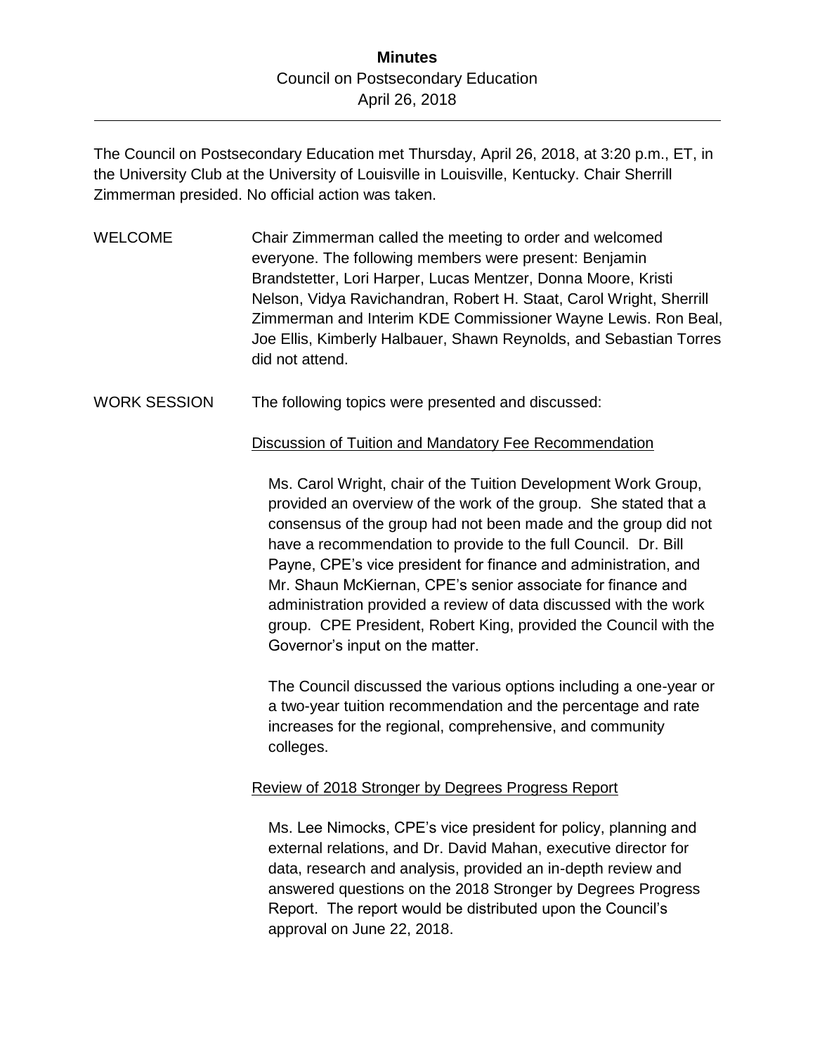# Minutes

Council on Postsecondary Education
April 26, 2018

---

The Council on Postsecondary Education met Thursday, April 26, 2018, at 3:20 p.m., ET, in the University Club at the University of Louisville in Louisville, Kentucky. Chair Sherrill Zimmerman presided. No official action was taken.

**WELCOME**

Chair Zimmerman called the meeting to order and welcomed everyone. The following members were present: Benjamin Brandstetter, Lori Harper, Lucas Mentzer, Donna Moore, Kristi Nelson, Vidya Ravichandran, Robert H. Staat, Carol Wright, Sherrill Zimmerman and Interim KDE Commissioner Wayne Lewis. Ron Beal, Joe Ellis, Kimberly Halbauer, Shawn Reynolds, and Sebastian Torres did not attend.

**WORK SESSION**

The following topics were presented and discussed:

<u>Discussion of Tuition and Mandatory Fee Recommendation</u>

Ms. Carol Wright, chair of the Tuition Development Work Group, provided an overview of the work of the group. She stated that a consensus of the group had not been made and the group did not have a recommendation to provide to the full Council. Dr. Bill Payne, CPE's vice president for finance and administration, and Mr. Shaun McKiernan, CPE's senior associate for finance and administration provided a review of data discussed with the work group. CPE President, Robert King, provided the Council with the Governor's input on the matter.

The Council discussed the various options including a one-year or a two-year tuition recommendation and the percentage and rate increases for the regional, comprehensive, and community colleges.

<u>Review of 2018 Stronger by Degrees Progress Report</u>

Ms. Lee Nimocks, CPE's vice president for policy, planning and external relations, and Dr. David Mahan, executive director for data, research and analysis, provided an in-depth review and answered questions on the 2018 Stronger by Degrees Progress Report. The report would be distributed upon the Council's approval on June 22, 2018.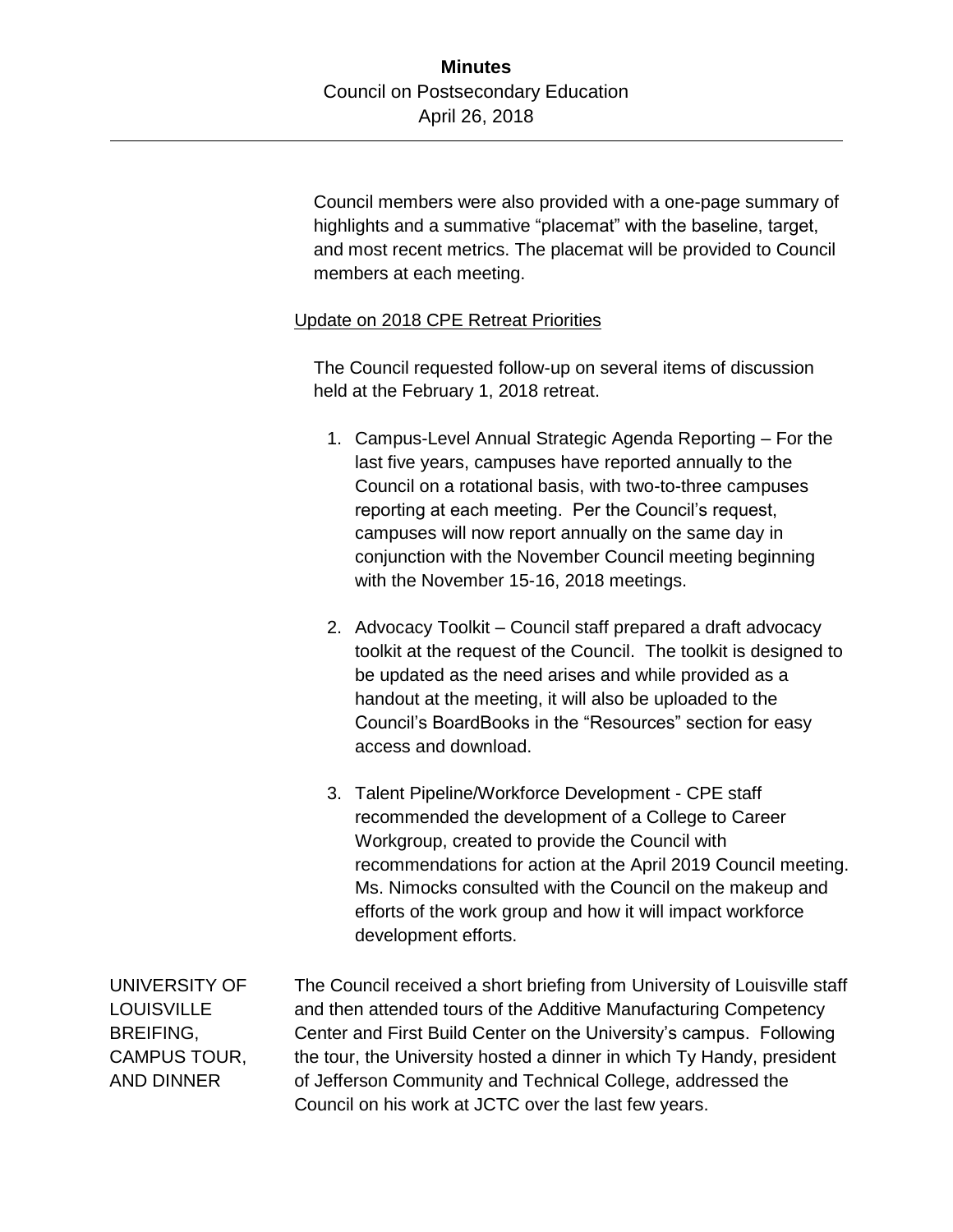Council members were also provided with a one-page summary of highlights and a summative "placemat" with the baseline, target, and most recent metrics. The placemat will be provided to Council members at each meeting.

Update on 2018 CPE Retreat Priorities

The Council requested follow-up on several items of discussion held at the February 1, 2018 retreat.

1. Campus-Level Annual Strategic Agenda Reporting – For the last five years, campuses have reported annually to the Council on a rotational basis, with two-to-three campuses reporting at each meeting. Per the Council's request, campuses will now report annually on the same day in conjunction with the November Council meeting beginning with the November 15-16, 2018 meetings.

2. Advocacy Toolkit – Council staff prepared a draft advocacy toolkit at the request of the Council. The toolkit is designed to be updated as the need arises and while provided as a handout at the meeting, it will also be uploaded to the Council's BoardBooks in the "Resources" section for easy access and download.

3. Talent Pipeline/Workforce Development - CPE staff recommended the development of a College to Career Workgroup, created to provide the Council with recommendations for action at the April 2019 Council meeting. Ms. Nimocks consulted with the Council on the makeup and efforts of the work group and how it will impact workforce development efforts.

UNIVERSITY OF LOUISVILLE BREIFING, CAMPUS TOUR, AND DINNER

The Council received a short briefing from University of Louisville staff and then attended tours of the Additive Manufacturing Competency Center and First Build Center on the University's campus. Following the tour, the University hosted a dinner in which Ty Handy, president of Jefferson Community and Technical College, addressed the Council on his work at JCTC over the last few years.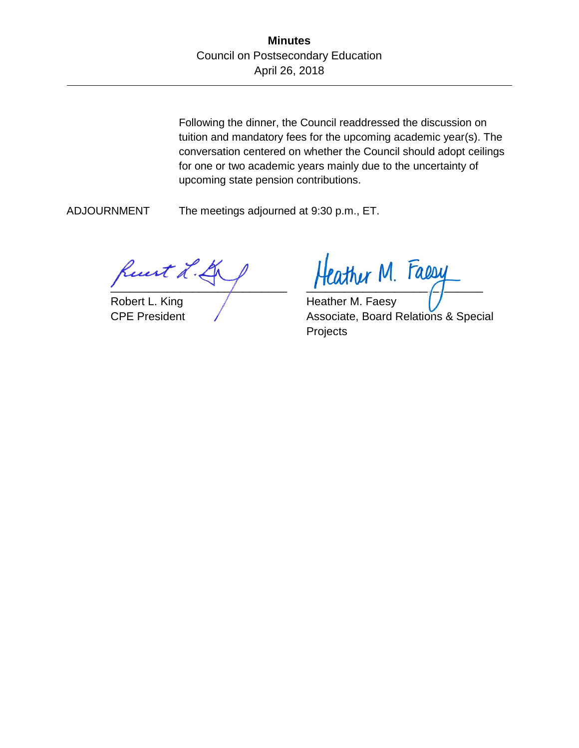Following the dinner, the Council readdressed the discussion on tuition and mandatory fees for the upcoming academic year(s). The conversation centered on whether the Council should adopt ceilings for one or two academic years mainly due to the uncertainty of upcoming state pension contributions.

ADJOURNMENT The meetings adjourned at 9:30 p.m., ET.

Robert L. King
CPE President

Heather M. Faesy
Associate, Board Relations & Special Projects